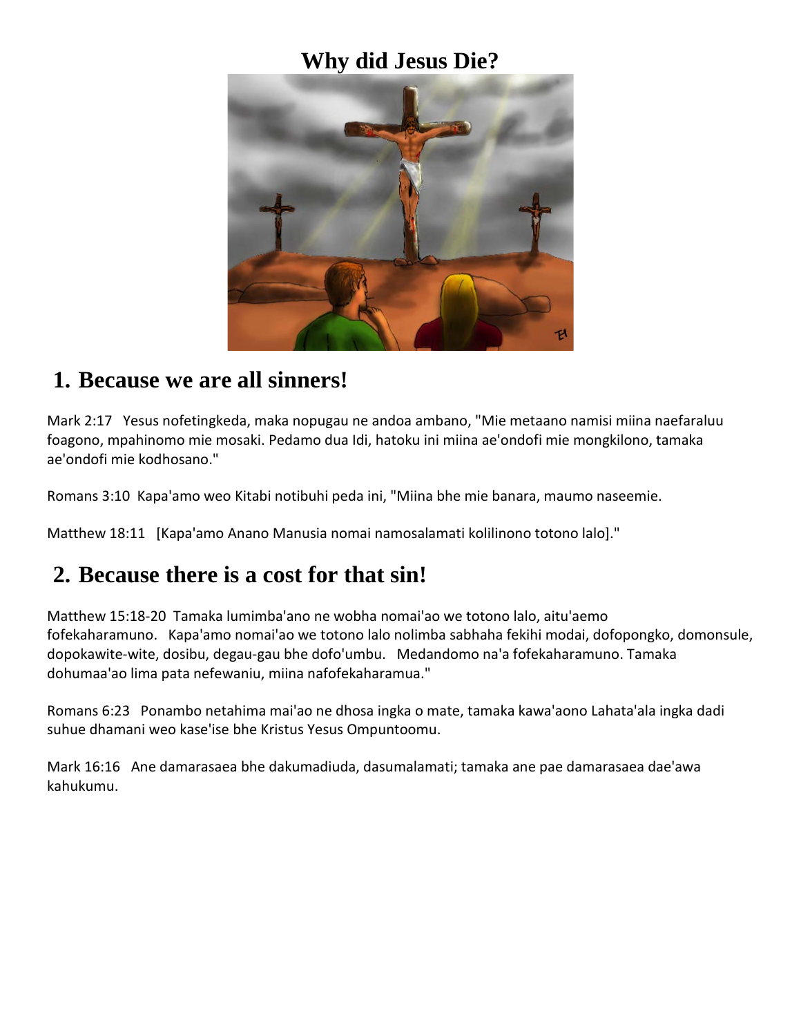# Why did Jesus Die?

## 1. Because we are all sinners!

Mark 2:17 Yesus nofetingkeda, maka nopugau ne andoa ambano, "Mie metaano namisi miina naefaraluu foagono, mpahinomo mie mosaki. Pedamo dua Idi, hatoku ini miina ae'ondofi mie mongkilono, tamaka ae'ondofi mie kodhosano."

Romans 3:10 Kapa'amo weo Kitabi notibuhi peda ini, "Miina bhe mie banara, maumo naseemie.

Matthew 18:11 [Kapa'amo Anano Manusia nomai namosalamati kolilinono totono lalo]."

## 2. Because there is a cost for that sin!

Matthew 15:18-20 Tamaka lumimba'ano ne wobha nomai'ao we totono lalo, aitu'aemo fofekaharamuno. Kapa'amo nomai'ao we totono lalo nolimba sabhaha fekihi modai, dofopongko, domonsule, dopokawite-wite, dosibu, degau-gau bhe dofo'umbu. Medandomo na'a fofekaharamuno. Tamaka dohumaa'ao lima pata nefewaniu, miina nafofekaharamua."

Romans 6:23 Ponambo netahima mai'ao ne dhosa ingka o mate, tamaka kawa'aono Lahata'ala ingka dadi suhue dhamani weo kase'ise bhe Kristus Yesus Ompuntoomu.

Mark 16:16 Ane damarasaea bhe dakumadiuda, dasumalamati; tamaka ane pae damarasaea dae'awa kahukumu.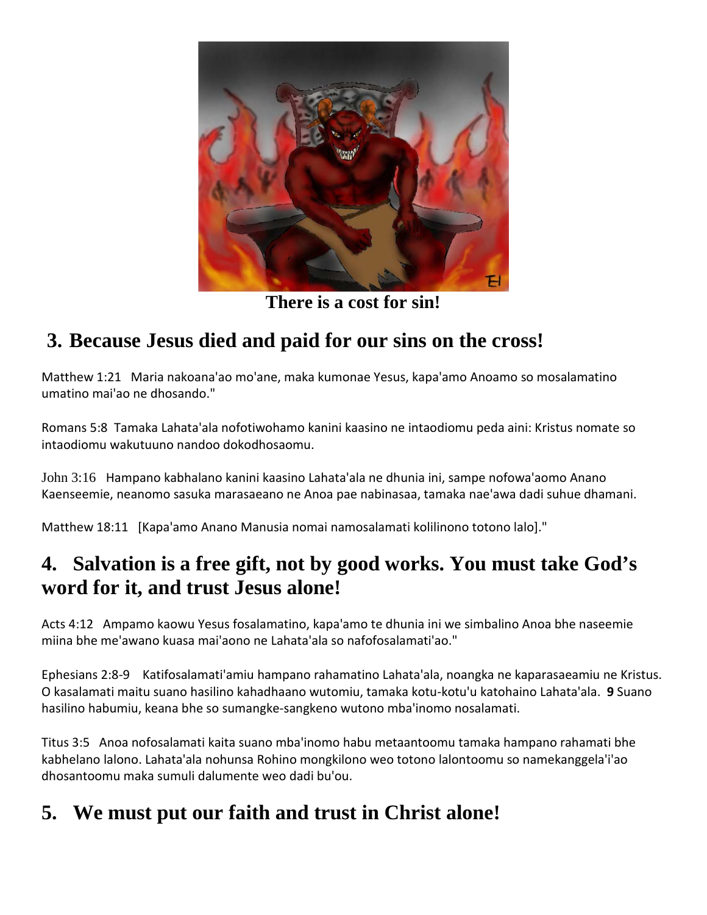There is a cost for sin!

## 3. Because Jesus died and paid for our sins on the cross!

Matthew 1:21   Maria nakoana'ao mo'ane, maka kumonae Yesus, kapa'amo Anoamo so mosalamatino umatino mai'ao ne dhosando."

Romans 5:8  Tamaka Lahata'ala nofotiwohamo kanini kaasino ne intaodiomu peda aini: Kristus nomate so intaodiomu wakutuuno nandoo dokodhosaomu.

John 3:16   Hampano kabhalano kanini kaasino Lahata'ala ne dhunia ini, sampe nofowa'aomo Anano Kaenseemie, neanomo sasuka marasaeano ne Anoa pae nabinasaa, tamaka nae'awa dadi suhue dhamani.

Matthew 18:11   [Kapa'amo Anano Manusia nomai namosalamati kolilinono totono lalo]."

## 4. Salvation is a free gift, not by good works. You must take God's word for it, and trust Jesus alone!

Acts 4:12   Ampamo kaowu Yesus fosalamatino, kapa'amo te dhunia ini we simbalino Anoa bhe naseemie miina bhe me'awano kuasa mai'aono ne Lahata'ala so nafofosalamati'ao."

Ephesians 2:8-9    Katifosalamati'amiu hampano rahamatino Lahata'ala, noangka ne kaparasaeamiu ne Kristus. O kasalamati maitu suano hasilino kahadhaano wutomiu, tamaka kotu-kotu'u katohaino Lahata'ala. **9** Suano hasilino habumiu, keana bhe so sumangke-sangkeno wutono mba'inomo nosalamati.

Titus 3:5   Anoa nofosalamati kaita suano mba'inomo habu metaantoomu tamaka hampano rahamati bhe kabhelano lalono. Lahata'ala nohunsa Rohino mongkilono weo totono lalontoomu so namekanggela'i'ao dhosantoomu maka sumuli dalumente weo dadi bu'ou.

## 5. We must put our faith and trust in Christ alone!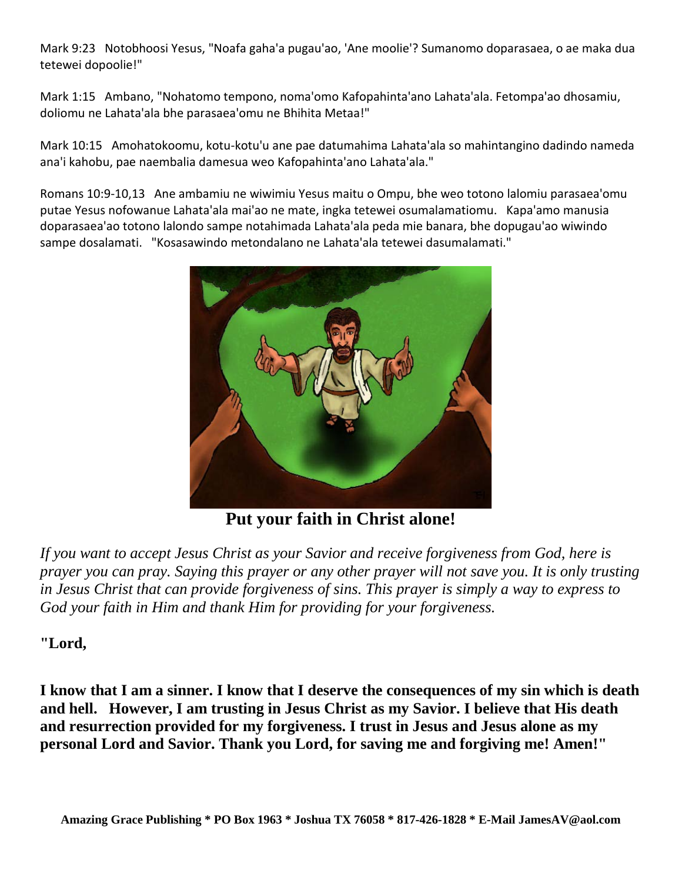Mark 9:23 Notobhoosi Yesus, "Noafa gaha'a pugau'ao, 'Ane moolie'? Sumanomo doparasaea, o ae maka dua tetewei dopoolie!"

Mark 1:15 Ambano, "Nohatomo tempono, noma'omo Kafopahinta'ano Lahata'ala. Fetompa'ao dhosamiu, doliomu ne Lahata'ala bhe parasaea'omu ne Bhihita Metaa!"

Mark 10:15 Amohatokoomu, kotu-kotu'u ane pae datumahima Lahata'ala so mahintangino dadindo nameda ana'i kahobu, pae naembalia damesua weo Kafopahinta'ano Lahata'ala."

Romans 10:9-10,13 Ane ambamiu ne wiwimiu Yesus maitu o Ompu, bhe weo totono lalomiu parasaea'omu putae Yesus nofowanue Lahata'ala mai'ao ne mate, ingka tetewei osumalamatiomu. Kapa'amo manusia doparasaea'ao totono lalondo sampe notahimada Lahata'ala peda mie banara, bhe dopugau'ao wiwindo sampe dosalamati. "Kosasawindo metondalano ne Lahata'ala tetewei dasumalamati."

**Put your faith in Christ alone!**

*If you want to accept Jesus Christ as your Savior and receive forgiveness from God, here is prayer you can pray. Saying this prayer or any other prayer will not save you. It is only trusting in Jesus Christ that can provide forgiveness of sins. This prayer is simply a way to express to God your faith in Him and thank Him for providing for your forgiveness.*

**"Lord,**

**I know that I am a sinner. I know that I deserve the consequences of my sin which is death and hell. However, I am trusting in Jesus Christ as my Savior. I believe that His death and resurrection provided for my forgiveness. I trust in Jesus and Jesus alone as my personal Lord and Savior. Thank you Lord, for saving me and forgiving me! Amen!"**

**Amazing Grace Publishing * PO Box 1963 * Joshua TX 76058 * 817-426-1828 * E-Mail JamesAV@aol.com**